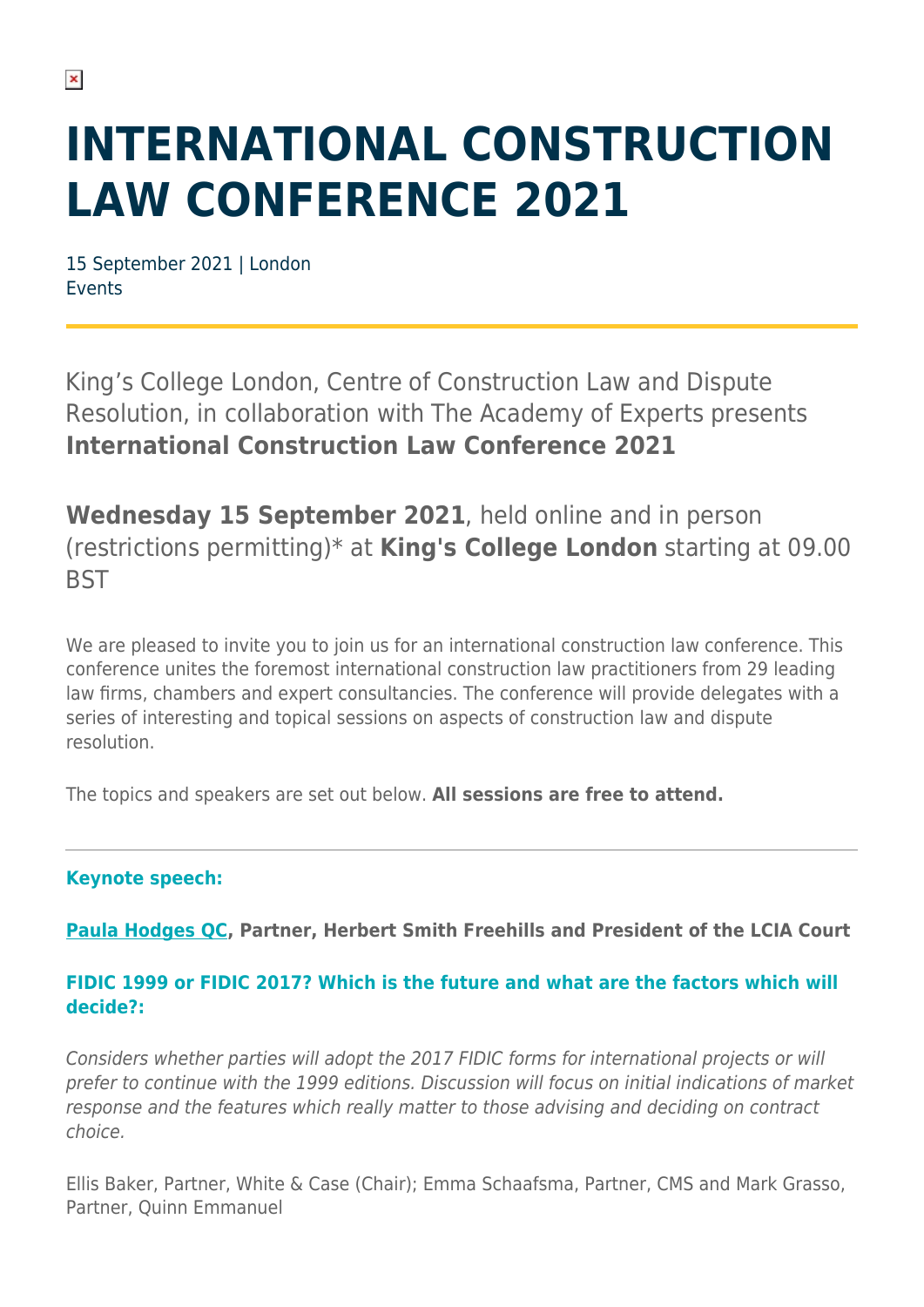# INTERNATIONAL CONSTRUCTION LAW CONFERENCE 2021

15 September 2021 | London
Events

King's College London, Centre of Construction Law and Dispute Resolution, in collaboration with The Academy of Experts presents **International Construction Law Conference 2021**

**Wednesday 15 September 2021**, held online and in person (restrictions permitting)* at **King's College London** starting at 09.00 BST

We are pleased to invite you to join us for an international construction law conference. This conference unites the foremost international construction law practitioners from 29 leading law firms, chambers and expert consultancies. The conference will provide delegates with a series of interesting and topical sessions on aspects of construction law and dispute resolution.

The topics and speakers are set out below. **All sessions are free to attend.**

---

**Keynote speech:**

**Paula Hodges QC, Partner, Herbert Smith Freehills and President of the LCIA Court**

**FIDIC 1999 or FIDIC 2017? Which is the future and what are the factors which will decide?:**

*Considers whether parties will adopt the 2017 FIDIC forms for international projects or will prefer to continue with the 1999 editions. Discussion will focus on initial indications of market response and the features which really matter to those advising and deciding on contract choice.*

Ellis Baker, Partner, White & Case (Chair); Emma Schaafsma, Partner, CMS and Mark Grasso, Partner, Quinn Emmanuel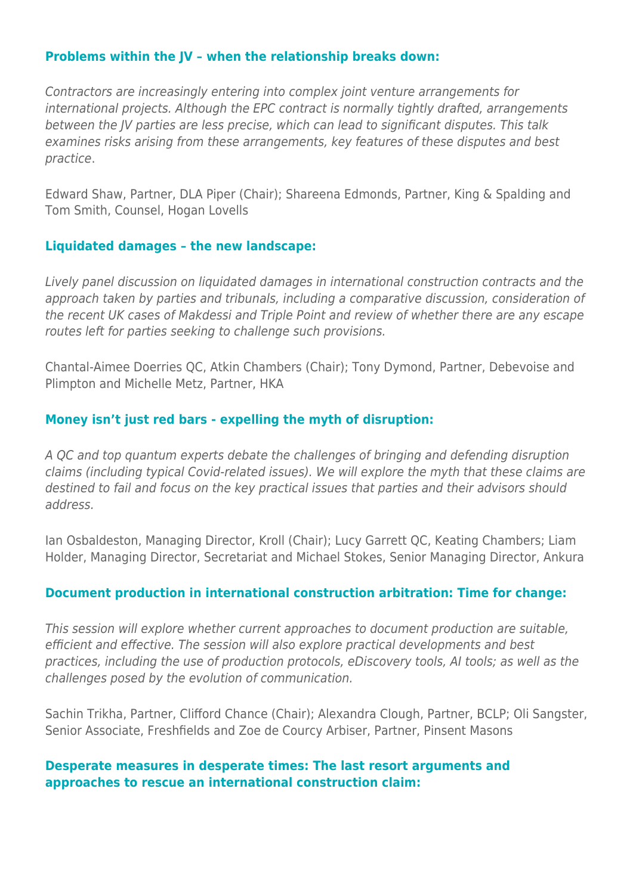### Problems within the JV – when the relationship breaks down:

*Contractors are increasingly entering into complex joint venture arrangements for international projects. Although the EPC contract is normally tightly drafted, arrangements between the JV parties are less precise, which can lead to significant disputes. This talk examines risks arising from these arrangements, key features of these disputes and best practice*.

Edward Shaw, Partner, DLA Piper (Chair); Shareena Edmonds, Partner, King & Spalding and Tom Smith, Counsel, Hogan Lovells

### Liquidated damages – the new landscape:

*Lively panel discussion on liquidated damages in international construction contracts and the approach taken by parties and tribunals, including a comparative discussion, consideration of the recent UK cases of Makdessi and Triple Point and review of whether there are any escape routes left for parties seeking to challenge such provisions.*

Chantal-Aimee Doerries QC, Atkin Chambers (Chair); Tony Dymond, Partner, Debevoise and Plimpton and Michelle Metz, Partner, HKA

### Money isn't just red bars - expelling the myth of disruption:

*A QC and top quantum experts debate the challenges of bringing and defending disruption claims (including typical Covid-related issues). We will explore the myth that these claims are destined to fail and focus on the key practical issues that parties and their advisors should address.*

Ian Osbaldeston, Managing Director, Kroll (Chair); Lucy Garrett QC, Keating Chambers; Liam Holder, Managing Director, Secretariat and Michael Stokes, Senior Managing Director, Ankura

### Document production in international construction arbitration: Time for change:

*This session will explore whether current approaches to document production are suitable, efficient and effective. The session will also explore practical developments and best practices, including the use of production protocols, eDiscovery tools, AI tools; as well as the challenges posed by the evolution of communication.*

Sachin Trikha, Partner, Clifford Chance (Chair); Alexandra Clough, Partner, BCLP; Oli Sangster, Senior Associate, Freshfields and Zoe de Courcy Arbiser, Partner, Pinsent Masons

### Desperate measures in desperate times: The last resort arguments and approaches to rescue an international construction claim: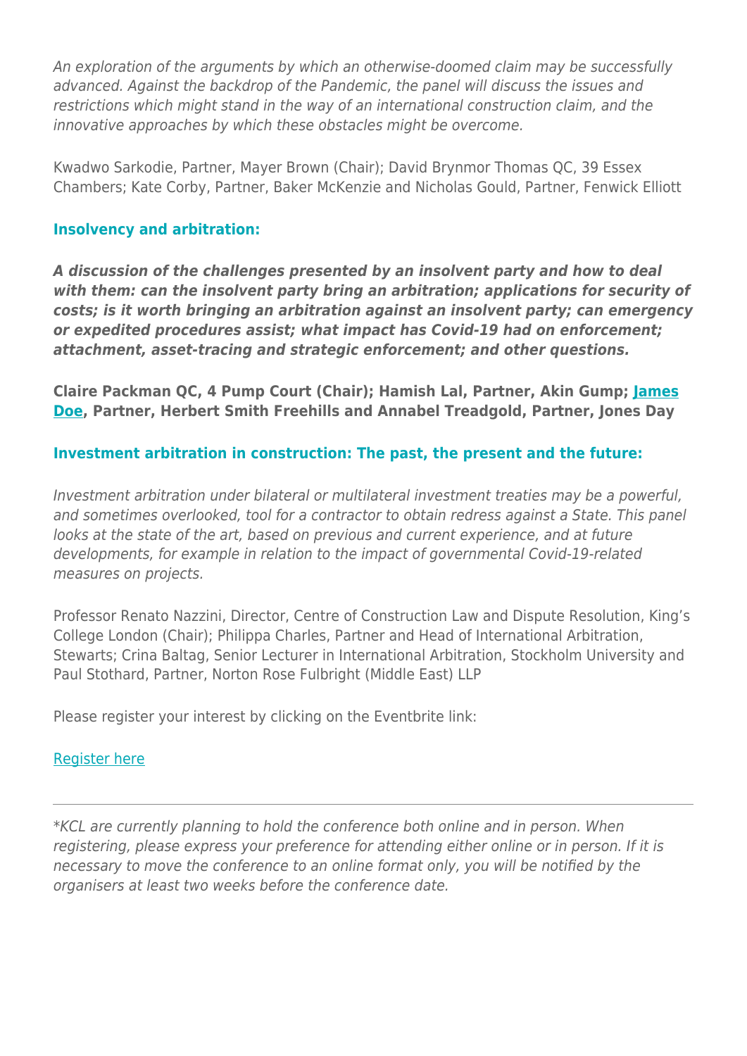*An exploration of the arguments by which an otherwise-doomed claim may be successfully advanced. Against the backdrop of the Pandemic, the panel will discuss the issues and restrictions which might stand in the way of an international construction claim, and the innovative approaches by which these obstacles might be overcome.*

Kwadwo Sarkodie, Partner, Mayer Brown (Chair); David Brynmor Thomas QC, 39 Essex Chambers; Kate Corby, Partner, Baker McKenzie and Nicholas Gould, Partner, Fenwick Elliott

### Insolvency and arbitration:

***A discussion of the challenges presented by an insolvent party and how to deal with them: can the insolvent party bring an arbitration; applications for security of costs; is it worth bringing an arbitration against an insolvent party; can emergency or expedited procedures assist; what impact has Covid-19 had on enforcement; attachment, asset-tracing and strategic enforcement; and other questions.***

**Claire Packman QC, 4 Pump Court (Chair); Hamish Lal, Partner, Akin Gump; James Doe, Partner, Herbert Smith Freehills and Annabel Treadgold, Partner, Jones Day**

### Investment arbitration in construction: The past, the present and the future:

*Investment arbitration under bilateral or multilateral investment treaties may be a powerful, and sometimes overlooked, tool for a contractor to obtain redress against a State. This panel looks at the state of the art, based on previous and current experience, and at future developments, for example in relation to the impact of governmental Covid-19-related measures on projects.*

Professor Renato Nazzini, Director, Centre of Construction Law and Dispute Resolution, King's College London (Chair); Philippa Charles, Partner and Head of International Arbitration, Stewarts; Crina Baltag, Senior Lecturer in International Arbitration, Stockholm University and Paul Stothard, Partner, Norton Rose Fulbright (Middle East) LLP

Please register your interest by clicking on the Eventbrite link:

Register here

---

*\*KCL are currently planning to hold the conference both online and in person. When registering, please express your preference for attending either online or in person. If it is necessary to move the conference to an online format only, you will be notified by the organisers at least two weeks before the conference date.*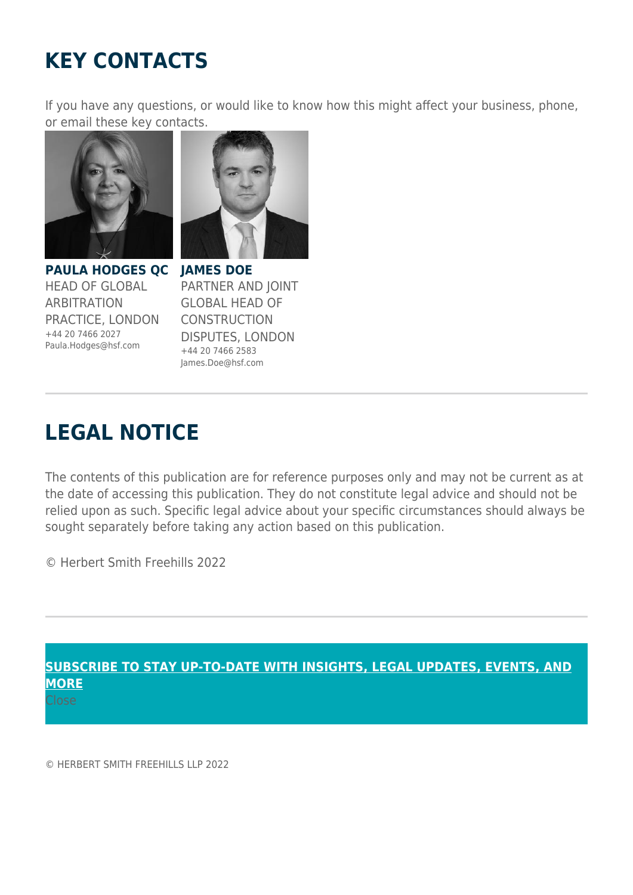# KEY CONTACTS

If you have any questions, or would like to know how this might affect your business, phone, or email these key contacts.

**PAULA HODGES QC**
HEAD OF GLOBAL ARBITRATION PRACTICE, LONDON
+44 20 7466 2027
Paula.Hodges@hsf.com

**JAMES DOE**
PARTNER AND JOINT GLOBAL HEAD OF CONSTRUCTION DISPUTES, LONDON
+44 20 7466 2583
James.Doe@hsf.com

# LEGAL NOTICE

The contents of this publication are for reference purposes only and may not be current as at the date of accessing this publication. They do not constitute legal advice and should not be relied upon as such. Specific legal advice about your specific circumstances should always be sought separately before taking any action based on this publication.

© Herbert Smith Freehills 2022

**SUBSCRIBE TO STAY UP-TO-DATE WITH INSIGHTS, LEGAL UPDATES, EVENTS, AND MORE**
Close

© HERBERT SMITH FREEHILLS LLP 2022